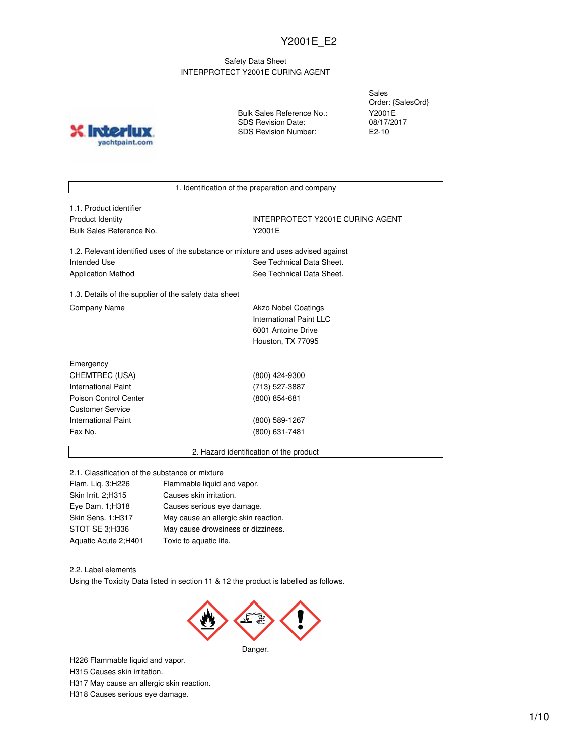# Y2001E_E2

Safety Data Sheet
INTERPROTECT Y2001E CURING AGENT

| | |
|---|---|
| Sales Order: | {SalesOrd} |
| Bulk Sales Reference No.: | Y2001E |
| SDS Revision Date: | 08/17/2017 |
| SDS Revision Number: | E2-10 |

## 1. Identification of the preparation and company

### 1.1. Product identifier

| | |
|---|---|
| Product Identity | INTERPROTECT Y2001E CURING AGENT |
| Bulk Sales Reference No. | Y2001E |

### 1.2. Relevant identified uses of the substance or mixture and uses advised against

| | |
|---|---|
| Intended Use | See Technical Data Sheet. |
| Application Method | See Technical Data Sheet. |

### 1.3. Details of the supplier of the safety data sheet

| | |
|---|---|
| Company Name | Akzo Nobel Coatings<br>International Paint LLC<br>6001 Antoine Drive<br>Houston, TX 77095 |

| | |
|---|---|
| Emergency | |
| CHEMTREC (USA) | (800) 424-9300 |
| International Paint | (713) 527-3887 |
| Poison Control Center | (800) 854-681 |
| Customer Service | |
| International Paint | (800) 589-1267 |
| Fax No. | (800) 631-7481 |

## 2. Hazard identification of the product

### 2.1. Classification of the substance or mixture

| | |
|---|---|
| Flam. Liq. 3;H226 | Flammable liquid and vapor. |
| Skin Irrit. 2;H315 | Causes skin irritation. |
| Eye Dam. 1;H318 | Causes serious eye damage. |
| Skin Sens. 1;H317 | May cause an allergic skin reaction. |
| STOT SE 3;H336 | May cause drowsiness or dizziness. |
| Aquatic Acute 2;H401 | Toxic to aquatic life. |

### 2.2. Label elements

Using the Toxicity Data listed in section 11 & 12 the product is labelled as follows.

Danger.

H226 Flammable liquid and vapor.
H315 Causes skin irritation.
H317 May cause an allergic skin reaction.
H318 Causes serious eye damage.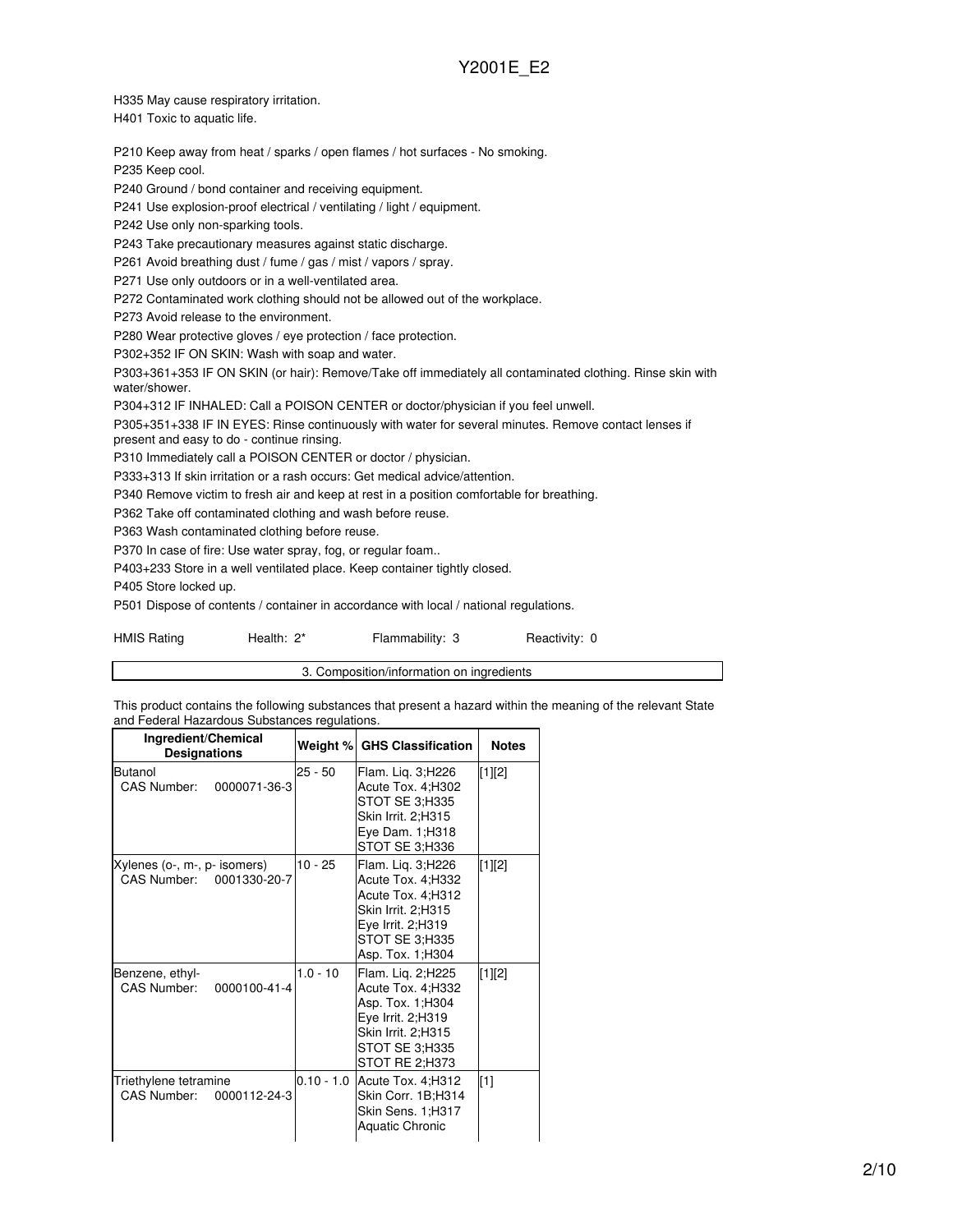H335 May cause respiratory irritation.

H401 Toxic to aquatic life.

P210 Keep away from heat / sparks / open flames / hot surfaces - No smoking.

P235 Keep cool.

P240 Ground / bond container and receiving equipment.

P241 Use explosion-proof electrical / ventilating / light / equipment.

P242 Use only non-sparking tools.

P243 Take precautionary measures against static discharge.

P261 Avoid breathing dust / fume / gas / mist / vapors / spray.

P271 Use only outdoors or in a well-ventilated area.

P272 Contaminated work clothing should not be allowed out of the workplace.

P273 Avoid release to the environment.

P280 Wear protective gloves / eye protection / face protection.

P302+352 IF ON SKIN: Wash with soap and water.

P303+361+353 IF ON SKIN (or hair): Remove/Take off immediately all contaminated clothing. Rinse skin with water/shower.

P304+312 IF INHALED: Call a POISON CENTER or doctor/physician if you feel unwell.

P305+351+338 IF IN EYES: Rinse continuously with water for several minutes. Remove contact lenses if present and easy to do - continue rinsing.

P310 Immediately call a POISON CENTER or doctor / physician.

P333+313 If skin irritation or a rash occurs: Get medical advice/attention.

P340 Remove victim to fresh air and keep at rest in a position comfortable for breathing.

P362 Take off contaminated clothing and wash before reuse.

P363 Wash contaminated clothing before reuse.

P370 In case of fire: Use water spray, fog, or regular foam..

P403+233 Store in a well ventilated place. Keep container tightly closed.

P405 Store locked up.

P501 Dispose of contents / container in accordance with local / national regulations.

| HMIS Rating | Health: 2* | Flammability: 3 | Reactivity: 0 |
|---|---|---|---|

## 3. Composition/information on ingredients

This product contains the following substances that present a hazard within the meaning of the relevant State and Federal Hazardous Substances regulations.

| Ingredient/Chemical Designations | Weight % | GHS Classification | Notes |
|---|---|---|---|
| Butanol<br>CAS Number: 0000071-36-3 | 25 - 50 | Flam. Liq. 3;H226<br>Acute Tox. 4;H302<br>STOT SE 3;H335<br>Skin Irrit. 2;H315<br>Eye Dam. 1;H318<br>STOT SE 3;H336 | [1][2] |
| Xylenes (o-, m-, p- isomers)<br>CAS Number: 0001330-20-7 | 10 - 25 | Flam. Liq. 3;H226<br>Acute Tox. 4;H332<br>Acute Tox. 4;H312<br>Skin Irrit. 2;H315<br>Eye Irrit. 2;H319<br>STOT SE 3;H335<br>Asp. Tox. 1;H304 | [1][2] |
| Benzene, ethyl-<br>CAS Number: 0000100-41-4 | 1.0 - 10 | Flam. Liq. 2;H225<br>Acute Tox. 4;H332<br>Asp. Tox. 1;H304<br>Eye Irrit. 2;H319<br>Skin Irrit. 2;H315<br>STOT SE 3;H335<br>STOT RE 2;H373 | [1][2] |
| Triethylene tetramine<br>CAS Number: 0000112-24-3 | 0.10 - 1.0 | Acute Tox. 4;H312<br>Skin Corr. 1B;H314<br>Skin Sens. 1;H317<br>Aquatic Chronic | [1] |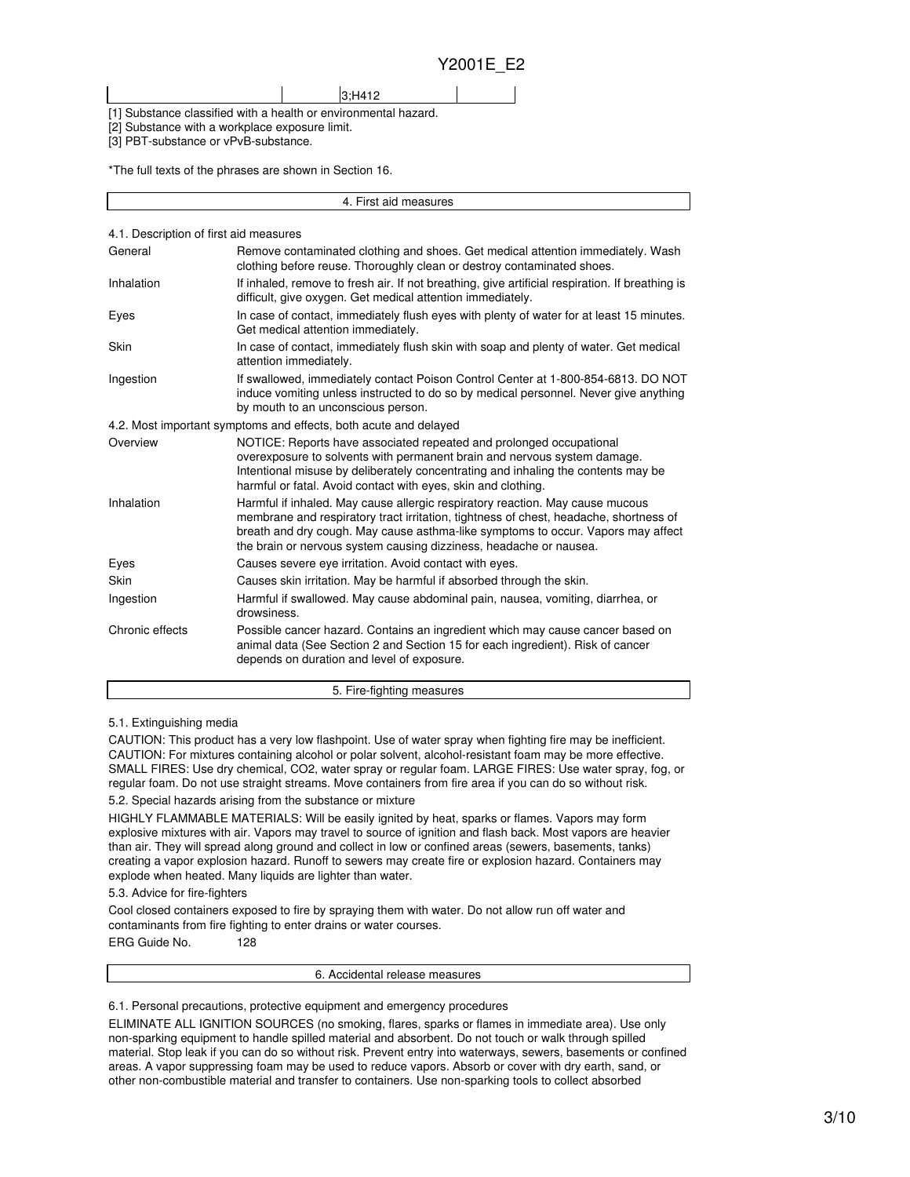| | | 3;H412 | |
|---|---|---|---|

[1] Substance classified with a health or environmental hazard.
[2] Substance with a workplace exposure limit.
[3] PBT-substance or vPvB-substance.

*The full texts of the phrases are shown in Section 16.

## 4. First aid measures

### 4.1. Description of first aid measures

| | |
|---|---|
| General | Remove contaminated clothing and shoes. Get medical attention immediately. Wash clothing before reuse. Thoroughly clean or destroy contaminated shoes. |
| Inhalation | If inhaled, remove to fresh air. If not breathing, give artificial respiration. If breathing is difficult, give oxygen. Get medical attention immediately. |
| Eyes | In case of contact, immediately flush eyes with plenty of water for at least 15 minutes. Get medical attention immediately. |
| Skin | In case of contact, immediately flush skin with soap and plenty of water. Get medical attention immediately. |
| Ingestion | If swallowed, immediately contact Poison Control Center at 1-800-854-6813. DO NOT induce vomiting unless instructed to do so by medical personnel. Never give anything by mouth to an unconscious person. |

### 4.2. Most important symptoms and effects, both acute and delayed

| | |
|---|---|
| Overview | NOTICE: Reports have associated repeated and prolonged occupational overexposure to solvents with permanent brain and nervous system damage. Intentional misuse by deliberately concentrating and inhaling the contents may be harmful or fatal. Avoid contact with eyes, skin and clothing. |
| Inhalation | Harmful if inhaled. May cause allergic respiratory reaction. May cause mucous membrane and respiratory tract irritation, tightness of chest, headache, shortness of breath and dry cough. May cause asthma-like symptoms to occur. Vapors may affect the brain or nervous system causing dizziness, headache or nausea. |
| Eyes | Causes severe eye irritation. Avoid contact with eyes. |
| Skin | Causes skin irritation. May be harmful if absorbed through the skin. |
| Ingestion | Harmful if swallowed. May cause abdominal pain, nausea, vomiting, diarrhea, or drowsiness. |
| Chronic effects | Possible cancer hazard. Contains an ingredient which may cause cancer based on animal data (See Section 2 and Section 15 for each ingredient). Risk of cancer depends on duration and level of exposure. |

## 5. Fire-fighting measures

### 5.1. Extinguishing media

CAUTION: This product has a very low flashpoint. Use of water spray when fighting fire may be inefficient. CAUTION: For mixtures containing alcohol or polar solvent, alcohol-resistant foam may be more effective. SMALL FIRES: Use dry chemical, CO2, water spray or regular foam. LARGE FIRES: Use water spray, fog, or regular foam. Do not use straight streams. Move containers from fire area if you can do so without risk.

### 5.2. Special hazards arising from the substance or mixture

HIGHLY FLAMMABLE MATERIALS: Will be easily ignited by heat, sparks or flames. Vapors may form explosive mixtures with air. Vapors may travel to source of ignition and flash back. Most vapors are heavier than air. They will spread along ground and collect in low or confined areas (sewers, basements, tanks) creating a vapor explosion hazard. Runoff to sewers may create fire or explosion hazard. Containers may explode when heated. Many liquids are lighter than water.

### 5.3. Advice for fire-fighters

Cool closed containers exposed to fire by spraying them with water. Do not allow run off water and contaminants from fire fighting to enter drains or water courses.

ERG Guide No. 128

## 6. Accidental release measures

### 6.1. Personal precautions, protective equipment and emergency procedures

ELIMINATE ALL IGNITION SOURCES (no smoking, flares, sparks or flames in immediate area). Use only non-sparking equipment to handle spilled material and absorbent. Do not touch or walk through spilled material. Stop leak if you can do so without risk. Prevent entry into waterways, sewers, basements or confined areas. A vapor suppressing foam may be used to reduce vapors. Absorb or cover with dry earth, sand, or other non-combustible material and transfer to containers. Use non-sparking tools to collect absorbed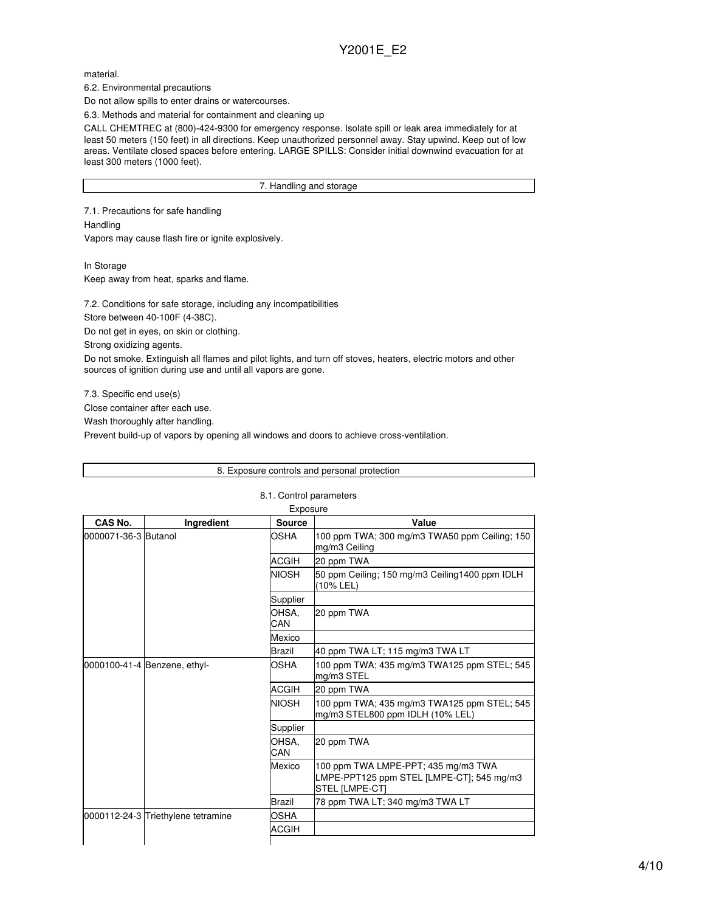material.

6.2. Environmental precautions

Do not allow spills to enter drains or watercourses.

6.3. Methods and material for containment and cleaning up

CALL CHEMTREC at (800)-424-9300 for emergency response. Isolate spill or leak area immediately for at least 50 meters (150 feet) in all directions. Keep unauthorized personnel away. Stay upwind. Keep out of low areas. Ventilate closed spaces before entering. LARGE SPILLS: Consider initial downwind evacuation for at least 300 meters (1000 feet).

## 7. Handling and storage

7.1. Precautions for safe handling

Handling

Vapors may cause flash fire or ignite explosively.

In Storage

Keep away from heat, sparks and flame.

7.2. Conditions for safe storage, including any incompatibilities

Store between 40-100F (4-38C).

Do not get in eyes, on skin or clothing.

Strong oxidizing agents.

Do not smoke. Extinguish all flames and pilot lights, and turn off stoves, heaters, electric motors and other sources of ignition during use and until all vapors are gone.

7.3. Specific end use(s)

Close container after each use.

Wash thoroughly after handling.

Prevent build-up of vapors by opening all windows and doors to achieve cross-ventilation.

## 8. Exposure controls and personal protection

8.1. Control parameters

Exposure

| CAS No. | Ingredient | Source | Value |
|---|---|---|---|
| 0000071-36-3 | Butanol | OSHA | 100 ppm TWA; 300 mg/m3 TWA50 ppm Ceiling; 150 mg/m3 Ceiling |
| | | ACGIH | 20 ppm TWA |
| | | NIOSH | 50 ppm Ceiling; 150 mg/m3 Ceiling1400 ppm IDLH (10% LEL) |
| | | Supplier | |
| | | OHSA, CAN | 20 ppm TWA |
| | | Mexico | |
| | | Brazil | 40 ppm TWA LT; 115 mg/m3 TWA LT |
| 0000100-41-4 | Benzene, ethyl- | OSHA | 100 ppm TWA; 435 mg/m3 TWA125 ppm STEL; 545 mg/m3 STEL |
| | | ACGIH | 20 ppm TWA |
| | | NIOSH | 100 ppm TWA; 435 mg/m3 TWA125 ppm STEL; 545 mg/m3 STEL800 ppm IDLH (10% LEL) |
| | | Supplier | |
| | | OHSA, CAN | 20 ppm TWA |
| | | Mexico | 100 ppm TWA LMPE-PPT; 435 mg/m3 TWA LMPE-PPT125 ppm STEL [LMPE-CT]; 545 mg/m3 STEL [LMPE-CT] |
| | | Brazil | 78 ppm TWA LT; 340 mg/m3 TWA LT |
| 0000112-24-3 | Triethylene tetramine | OSHA | |
| | | ACGIH | |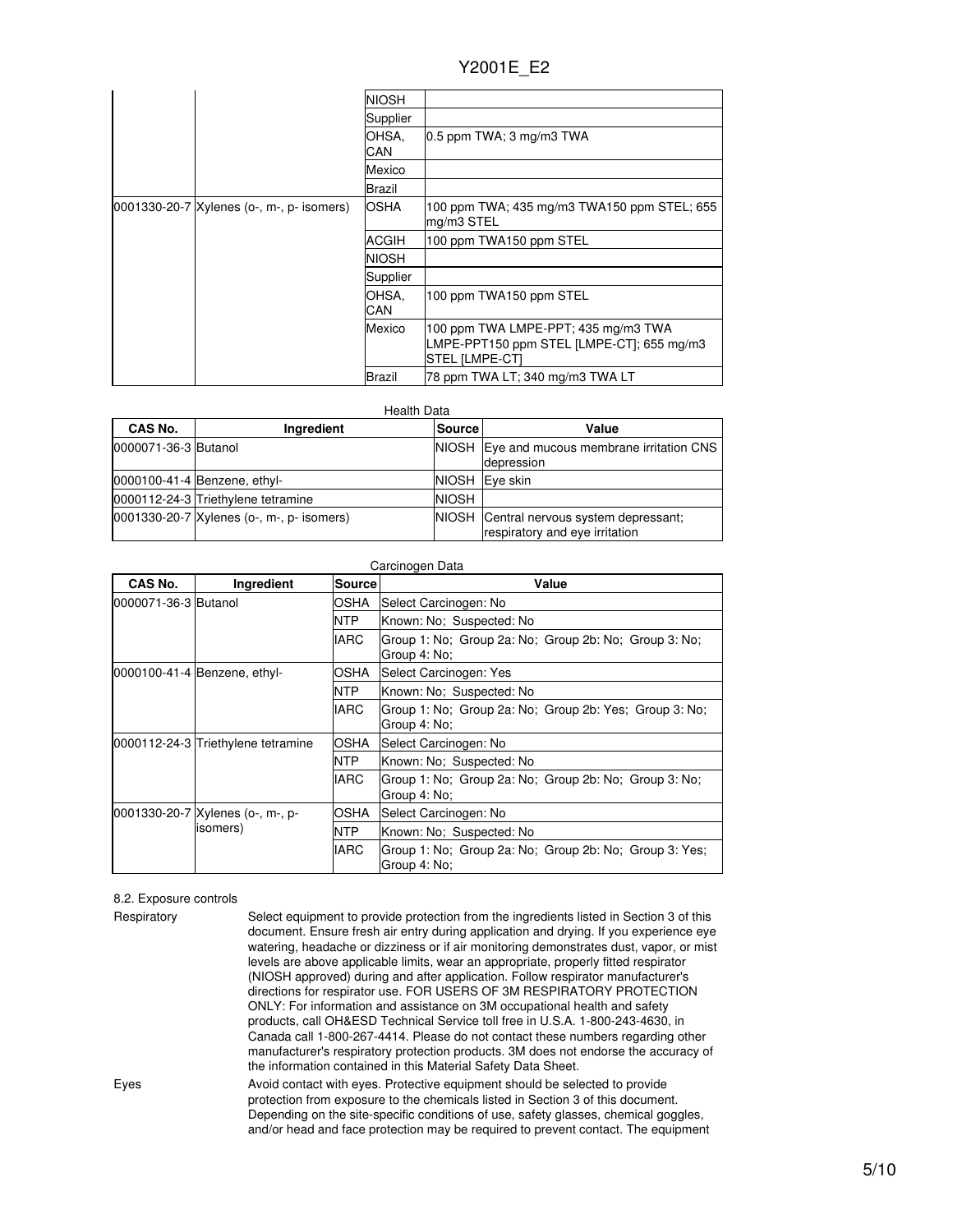| | | Source | Value |
|---|---|---|---|
| | | NIOSH | |
| | | Supplier | |
| | | OHSA, CAN | 0.5 ppm TWA; 3 mg/m3 TWA |
| | | Mexico | |
| | | Brazil | |
| 0001330-20-7 | Xylenes (o-, m-, p- isomers) | OSHA | 100 ppm TWA; 435 mg/m3 TWA150 ppm STEL; 655 mg/m3 STEL |
| | | ACGIH | 100 ppm TWA150 ppm STEL |
| | | NIOSH | |
| | | Supplier | |
| | | OHSA, CAN | 100 ppm TWA150 ppm STEL |
| | | Mexico | 100 ppm TWA LMPE-PPT; 435 mg/m3 TWA LMPE-PPT150 ppm STEL [LMPE-CT]; 655 mg/m3 STEL [LMPE-CT] |
| | | Brazil | 78 ppm TWA LT; 340 mg/m3 TWA LT |

Health Data

| CAS No. | Ingredient | Source | Value |
|---|---|---|---|
| 0000071-36-3 | Butanol | NIOSH | Eye and mucous membrane irritation CNS depression |
| 0000100-41-4 | Benzene, ethyl- | NIOSH | Eye skin |
| 0000112-24-3 | Triethylene tetramine | NIOSH | |
| 0001330-20-7 | Xylenes (o-, m-, p- isomers) | NIOSH | Central nervous system depressant; respiratory and eye irritation |

Carcinogen Data

| CAS No. | Ingredient | Source | Value |
|---|---|---|---|
| 0000071-36-3 | Butanol | OSHA | Select Carcinogen: No |
| | | NTP | Known: No; Suspected: No |
| | | IARC | Group 1: No; Group 2a: No; Group 2b: No; Group 3: No; Group 4: No; |
| 0000100-41-4 | Benzene, ethyl- | OSHA | Select Carcinogen: Yes |
| | | NTP | Known: No; Suspected: No |
| | | IARC | Group 1: No; Group 2a: No; Group 2b: Yes; Group 3: No; Group 4: No; |
| 0000112-24-3 | Triethylene tetramine | OSHA | Select Carcinogen: No |
| | | NTP | Known: No; Suspected: No |
| | | IARC | Group 1: No; Group 2a: No; Group 2b: No; Group 3: No; Group 4: No; |
| 0001330-20-7 | Xylenes (o-, m-, p- isomers) | OSHA | Select Carcinogen: No |
| | | NTP | Known: No; Suspected: No |
| | | IARC | Group 1: No; Group 2a: No; Group 2b: No; Group 3: Yes; Group 4: No; |

8.2. Exposure controls

**Respiratory**

Select equipment to provide protection from the ingredients listed in Section 3 of this document. Ensure fresh air entry during application and drying. If you experience eye watering, headache or dizziness or if air monitoring demonstrates dust, vapor, or mist levels are above applicable limits, wear an appropriate, properly fitted respirator (NIOSH approved) during and after application. Follow respirator manufacturer's directions for respirator use. FOR USERS OF 3M RESPIRATORY PROTECTION ONLY: For information and assistance on 3M occupational health and safety products, call OH&ESD Technical Service toll free in U.S.A. 1-800-243-4630, in Canada call 1-800-267-4414. Please do not contact these numbers regarding other manufacturer's respiratory protection products. 3M does not endorse the accuracy of the information contained in this Material Safety Data Sheet.

**Eyes**

Avoid contact with eyes. Protective equipment should be selected to provide protection from exposure to the chemicals listed in Section 3 of this document. Depending on the site-specific conditions of use, safety glasses, chemical goggles, and/or head and face protection may be required to prevent contact. The equipment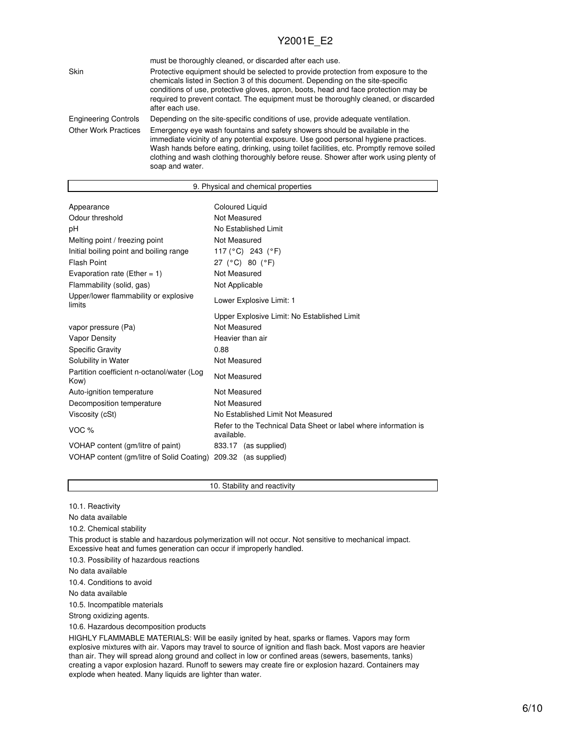must be thoroughly cleaned, or discarded after each use.

| | |
|---|---|
| Skin | Protective equipment should be selected to provide protection from exposure to the chemicals listed in Section 3 of this document. Depending on the site-specific conditions of use, protective gloves, apron, boots, head and face protection may be required to prevent contact. The equipment must be thoroughly cleaned, or discarded after each use. |
| Engineering Controls | Depending on the site-specific conditions of use, provide adequate ventilation. |
| Other Work Practices | Emergency eye wash fountains and safety showers should be available in the immediate vicinity of any potential exposure. Use good personal hygiene practices. Wash hands before eating, drinking, using toilet facilities, etc. Promptly remove soiled clothing and wash clothing thoroughly before reuse. Shower after work using plenty of soap and water. |

## 9. Physical and chemical properties

| | |
|---|---|
| Appearance | Coloured Liquid |
| Odour threshold | Not Measured |
| pH | No Established Limit |
| Melting point / freezing point | Not Measured |
| Initial boiling point and boiling range | 117 (°C) 243 (°F) |
| Flash Point | 27 (°C) 80 (°F) |
| Evaporation rate (Ether = 1) | Not Measured |
| Flammability (solid, gas) | Not Applicable |
| Upper/lower flammability or explosive limits | Lower Explosive Limit: 1 |
| | Upper Explosive Limit: No Established Limit |
| vapor pressure (Pa) | Not Measured |
| Vapor Density | Heavier than air |
| Specific Gravity | 0.88 |
| Solubility in Water | Not Measured |
| Partition coefficient n-octanol/water (Log Kow) | Not Measured |
| Auto-ignition temperature | Not Measured |
| Decomposition temperature | Not Measured |
| Viscosity (cSt) | No Established Limit Not Measured |
| VOC % | Refer to the Technical Data Sheet or label where information is available. |
| VOHAP content (gm/litre of paint) | 833.17 (as supplied) |
| VOHAP content (gm/litre of Solid Coating) | 209.32 (as supplied) |

## 10. Stability and reactivity

10.1. Reactivity

No data available

10.2. Chemical stability

This product is stable and hazardous polymerization will not occur. Not sensitive to mechanical impact. Excessive heat and fumes generation can occur if improperly handled.

10.3. Possibility of hazardous reactions

No data available

10.4. Conditions to avoid

No data available

10.5. Incompatible materials

Strong oxidizing agents.

10.6. Hazardous decomposition products

HIGHLY FLAMMABLE MATERIALS: Will be easily ignited by heat, sparks or flames. Vapors may form explosive mixtures with air. Vapors may travel to source of ignition and flash back. Most vapors are heavier than air. They will spread along ground and collect in low or confined areas (sewers, basements, tanks) creating a vapor explosion hazard. Runoff to sewers may create fire or explosion hazard. Containers may explode when heated. Many liquids are lighter than water.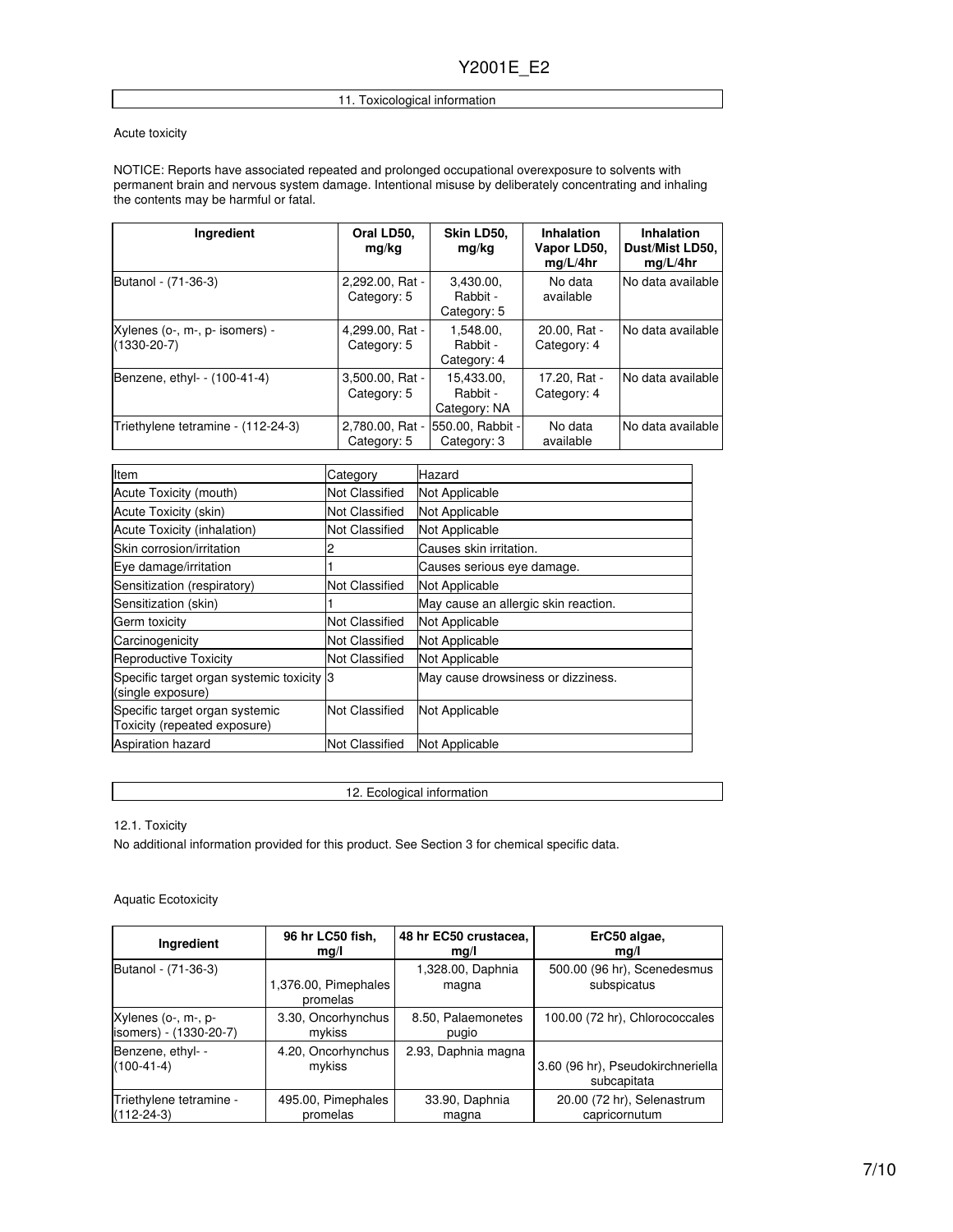## 11. Toxicological information

Acute toxicity

NOTICE: Reports have associated repeated and prolonged occupational overexposure to solvents with permanent brain and nervous system damage. Intentional misuse by deliberately concentrating and inhaling the contents may be harmful or fatal.

| Ingredient | Oral LD50, mg/kg | Skin LD50, mg/kg | Inhalation Vapor LD50, mg/L/4hr | Inhalation Dust/Mist LD50, mg/L/4hr |
|---|---|---|---|---|
| Butanol - (71-36-3) | 2,292.00, Rat - Category: 5 | 3,430.00, Rabbit - Category: 5 | No data available | No data available |
| Xylenes (o-, m-, p- isomers) - (1330-20-7) | 4,299.00, Rat - Category: 5 | 1,548.00, Rabbit - Category: 4 | 20.00, Rat - Category: 4 | No data available |
| Benzene, ethyl- - (100-41-4) | 3,500.00, Rat - Category: 5 | 15,433.00, Rabbit - Category: NA | 17.20, Rat - Category: 4 | No data available |
| Triethylene tetramine - (112-24-3) | 2,780.00, Rat - Category: 5 | 550.00, Rabbit - Category: 3 | No data available | No data available |

| Item | Category | Hazard |
|---|---|---|
| Acute Toxicity (mouth) | Not Classified | Not Applicable |
| Acute Toxicity (skin) | Not Classified | Not Applicable |
| Acute Toxicity (inhalation) | Not Classified | Not Applicable |
| Skin corrosion/irritation | 2 | Causes skin irritation. |
| Eye damage/irritation | 1 | Causes serious eye damage. |
| Sensitization (respiratory) | Not Classified | Not Applicable |
| Sensitization (skin) | 1 | May cause an allergic skin reaction. |
| Germ toxicity | Not Classified | Not Applicable |
| Carcinogenicity | Not Classified | Not Applicable |
| Reproductive Toxicity | Not Classified | Not Applicable |
| Specific target organ systemic toxicity (single exposure) | 3 | May cause drowsiness or dizziness. |
| Specific target organ systemic Toxicity (repeated exposure) | Not Classified | Not Applicable |
| Aspiration hazard | Not Classified | Not Applicable |

## 12. Ecological information

12.1. Toxicity

No additional information provided for this product. See Section 3 for chemical specific data.

Aquatic Ecotoxicity

| Ingredient | 96 hr LC50 fish, mg/l | 48 hr EC50 crustacea, mg/l | ErC50 algae, mg/l |
|---|---|---|---|
| Butanol - (71-36-3) | 1,376.00, Pimephales promelas | 1,328.00, Daphnia magna | 500.00 (96 hr), Scenedesmus subspicatus |
| Xylenes (o-, m-, p- isomers) - (1330-20-7) | 3.30, Oncorhynchus mykiss | 8.50, Palaemonetes pugio | 100.00 (72 hr), Chlorococcales |
| Benzene, ethyl- - (100-41-4) | 4.20, Oncorhynchus mykiss | 2.93, Daphnia magna | 3.60 (96 hr), Pseudokirchneriella subcapitata |
| Triethylene tetramine - (112-24-3) | 495.00, Pimephales promelas | 33.90, Daphnia magna | 20.00 (72 hr), Selenastrum capricornutum |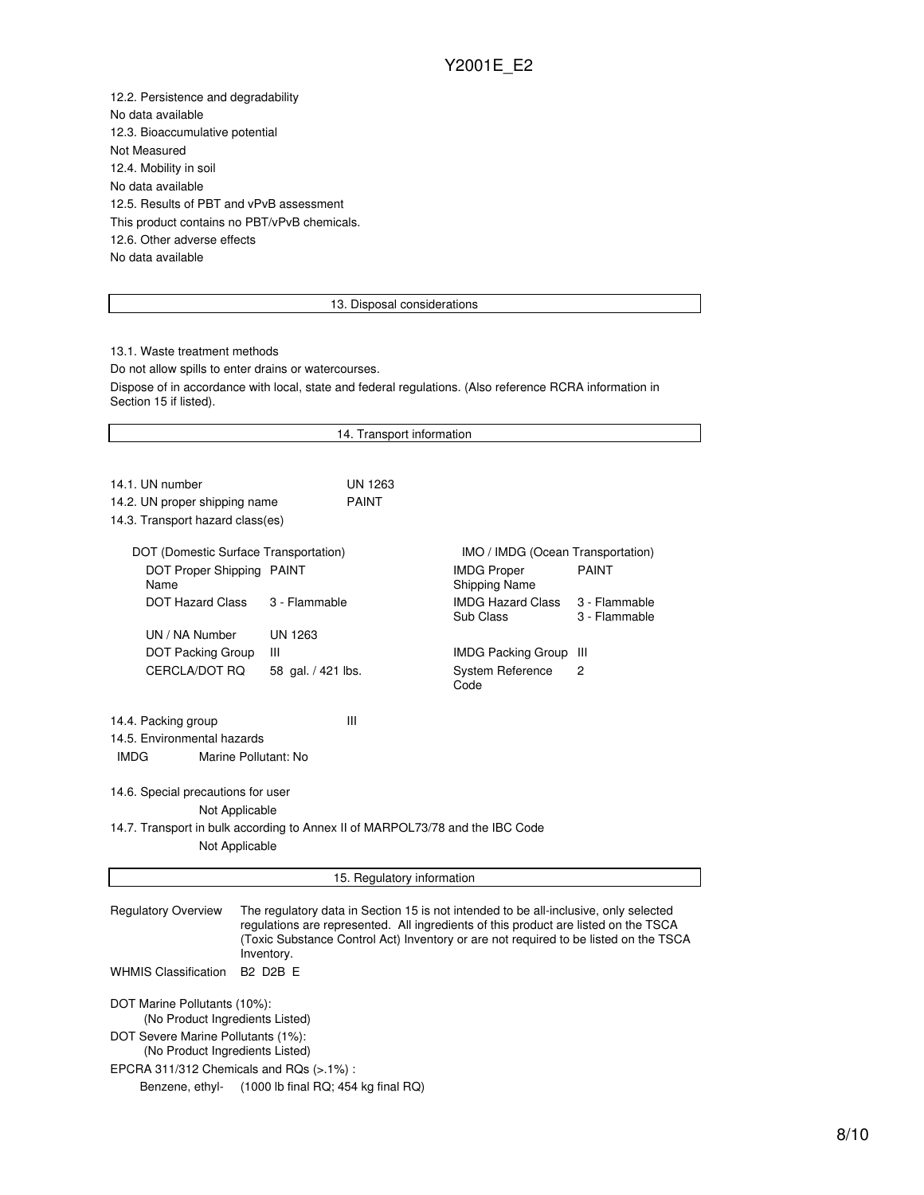12.2. Persistence and degradability

No data available

12.3. Bioaccumulative potential

Not Measured

12.4. Mobility in soil

No data available

12.5. Results of PBT and vPvB assessment

This product contains no PBT/vPvB chemicals.

12.6. Other adverse effects

No data available

## 13. Disposal considerations

13.1. Waste treatment methods

Do not allow spills to enter drains or watercourses.

Dispose of in accordance with local, state and federal regulations. (Also reference RCRA information in Section 15 if listed).

## 14. Transport information

14.1. UN number UN 1263

14.2. UN proper shipping name PAINT

14.3. Transport hazard class(es)

| DOT (Domestic Surface Transportation) | | IMO / IMDG (Ocean Transportation) | |
|---|---|---|---|
| DOT Proper Shipping Name | PAINT | IMDG Proper Shipping Name | PAINT |
| DOT Hazard Class | 3 - Flammable | IMDG Hazard Class<br>Sub Class | 3 - Flammable<br>3 - Flammable |
| UN / NA Number | UN 1263 | | |
| DOT Packing Group | III | IMDG Packing Group | III |
| CERCLA/DOT RQ | 58 gal. / 421 lbs. | System Reference Code | 2 |

14.4. Packing group III

14.5. Environmental hazards

IMDG Marine Pollutant: No

14.6. Special precautions for user

Not Applicable

14.7. Transport in bulk according to Annex II of MARPOL73/78 and the IBC Code

Not Applicable

## 15. Regulatory information

Regulatory Overview: The regulatory data in Section 15 is not intended to be all-inclusive, only selected regulations are represented. All ingredients of this product are listed on the TSCA (Toxic Substance Control Act) Inventory or are not required to be listed on the TSCA Inventory.

WHMIS Classification: B2 D2B E

DOT Marine Pollutants (10%):
(No Product Ingredients Listed)

DOT Severe Marine Pollutants (1%):
(No Product Ingredients Listed)

EPCRA 311/312 Chemicals and RQs (>.1%) :

Benzene, ethyl- (1000 lb final RQ; 454 kg final RQ)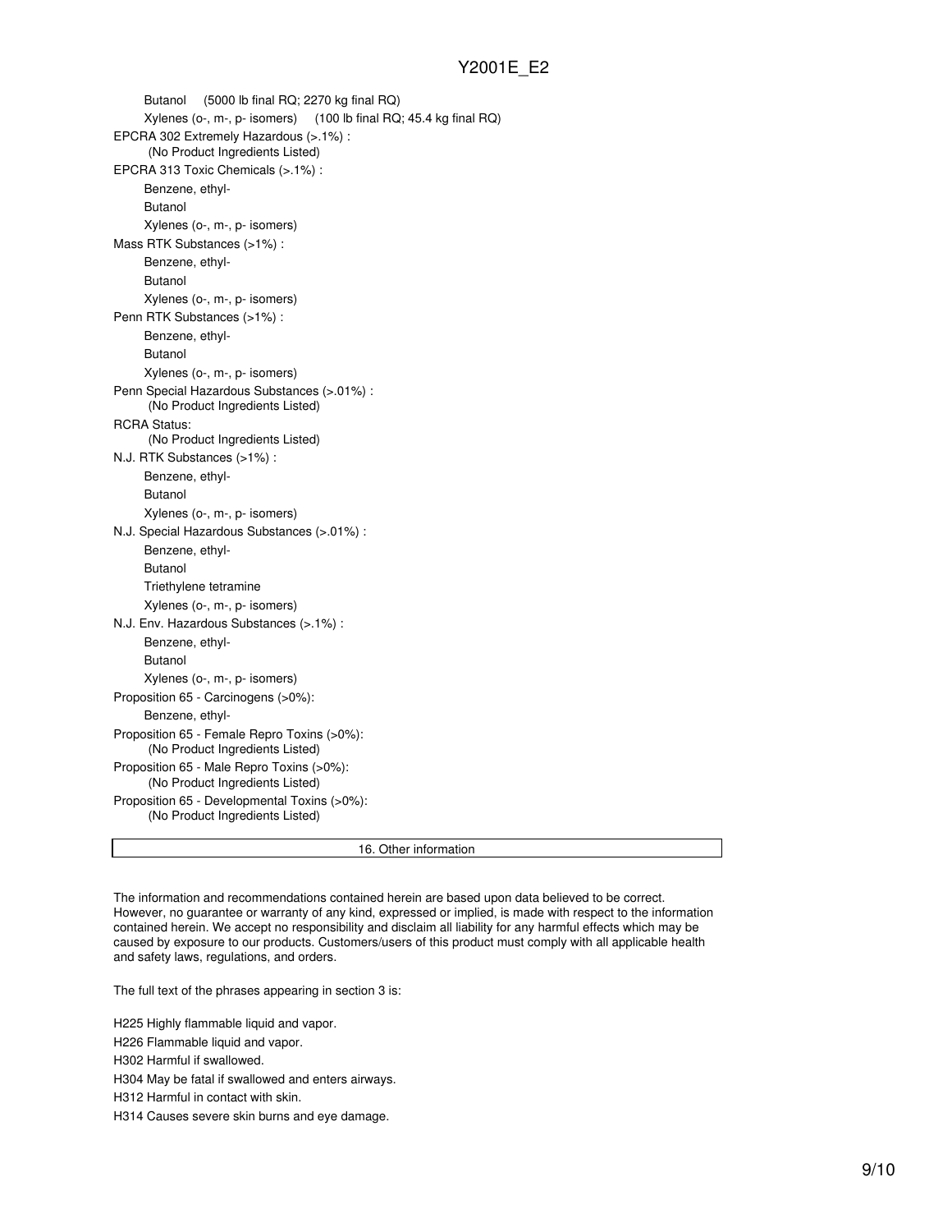Butanol (5000 lb final RQ; 2270 kg final RQ)

Xylenes (o-, m-, p- isomers) (100 lb final RQ; 45.4 kg final RQ)

EPCRA 302 Extremely Hazardous (>.1%) :
(No Product Ingredients Listed)

EPCRA 313 Toxic Chemicals (>.1%) :

Benzene, ethyl-

Butanol

Xylenes (o-, m-, p- isomers)

Mass RTK Substances (>1%) :

Benzene, ethyl-

Butanol

Xylenes (o-, m-, p- isomers)

Penn RTK Substances (>1%) :

Benzene, ethyl-

Butanol

Xylenes (o-, m-, p- isomers)

Penn Special Hazardous Substances (>.01%) :
(No Product Ingredients Listed)

RCRA Status:
(No Product Ingredients Listed)

N.J. RTK Substances (>1%) :

Benzene, ethyl-

Butanol

Xylenes (o-, m-, p- isomers)

N.J. Special Hazardous Substances (>.01%) :

Benzene, ethyl-

Butanol

Triethylene tetramine

Xylenes (o-, m-, p- isomers)

N.J. Env. Hazardous Substances (>.1%) :

Benzene, ethyl-

Butanol

Xylenes (o-, m-, p- isomers)

Proposition 65 - Carcinogens (>0%):

Benzene, ethyl-

Proposition 65 - Female Repro Toxins (>0%):
(No Product Ingredients Listed)

Proposition 65 - Male Repro Toxins (>0%):
(No Product Ingredients Listed)

Proposition 65 - Developmental Toxins (>0%):
(No Product Ingredients Listed)

## 16. Other information

The information and recommendations contained herein are based upon data believed to be correct. However, no guarantee or warranty of any kind, expressed or implied, is made with respect to the information contained herein. We accept no responsibility and disclaim all liability for any harmful effects which may be caused by exposure to our products. Customers/users of this product must comply with all applicable health and safety laws, regulations, and orders.

The full text of the phrases appearing in section 3 is:

H225 Highly flammable liquid and vapor.

H226 Flammable liquid and vapor.

H302 Harmful if swallowed.

H304 May be fatal if swallowed and enters airways.

H312 Harmful in contact with skin.

H314 Causes severe skin burns and eye damage.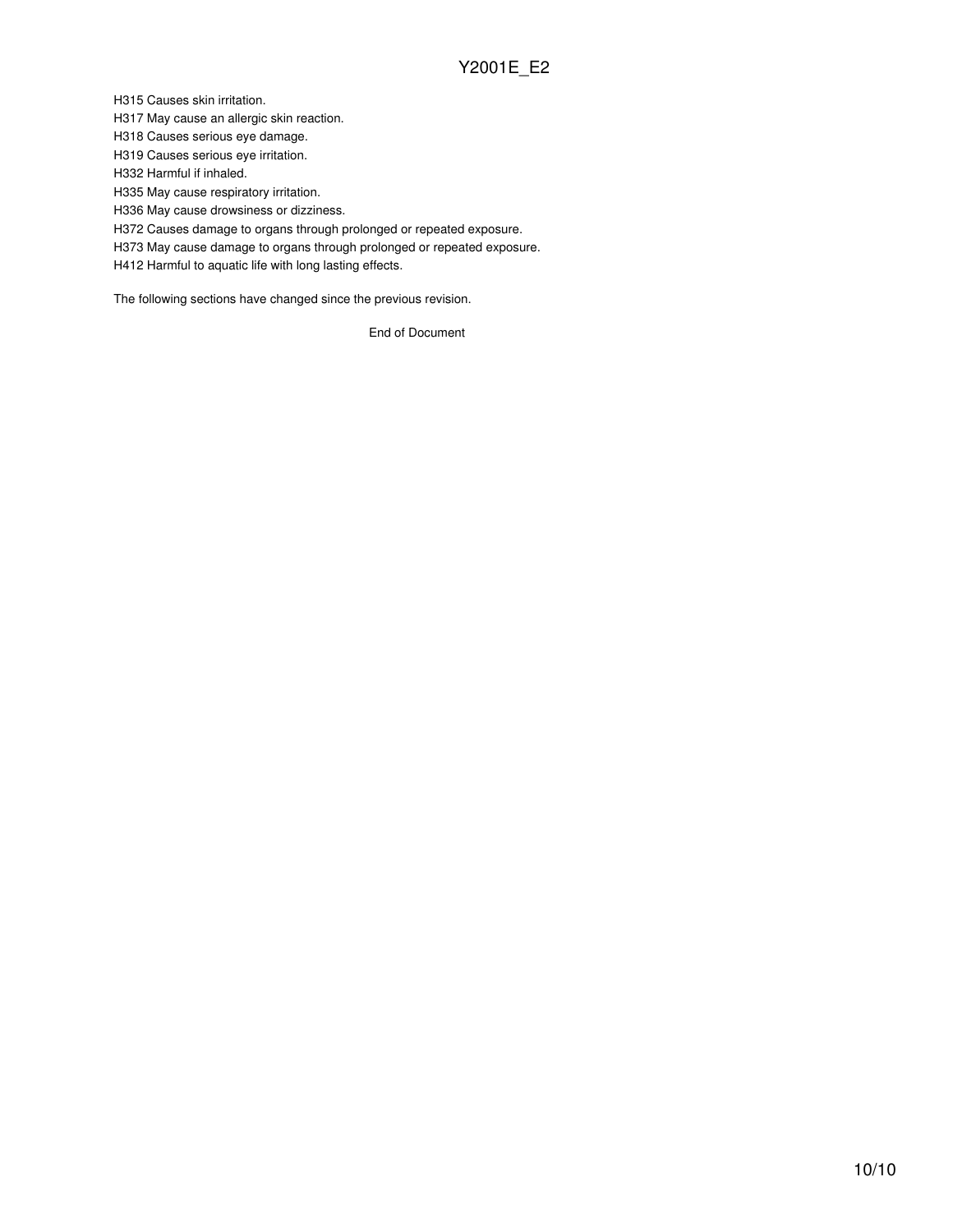H315 Causes skin irritation.
H317 May cause an allergic skin reaction.
H318 Causes serious eye damage.
H319 Causes serious eye irritation.
H332 Harmful if inhaled.
H335 May cause respiratory irritation.
H336 May cause drowsiness or dizziness.
H372 Causes damage to organs through prolonged or repeated exposure.
H373 May cause damage to organs through prolonged or repeated exposure.
H412 Harmful to aquatic life with long lasting effects.

The following sections have changed since the previous revision.

End of Document